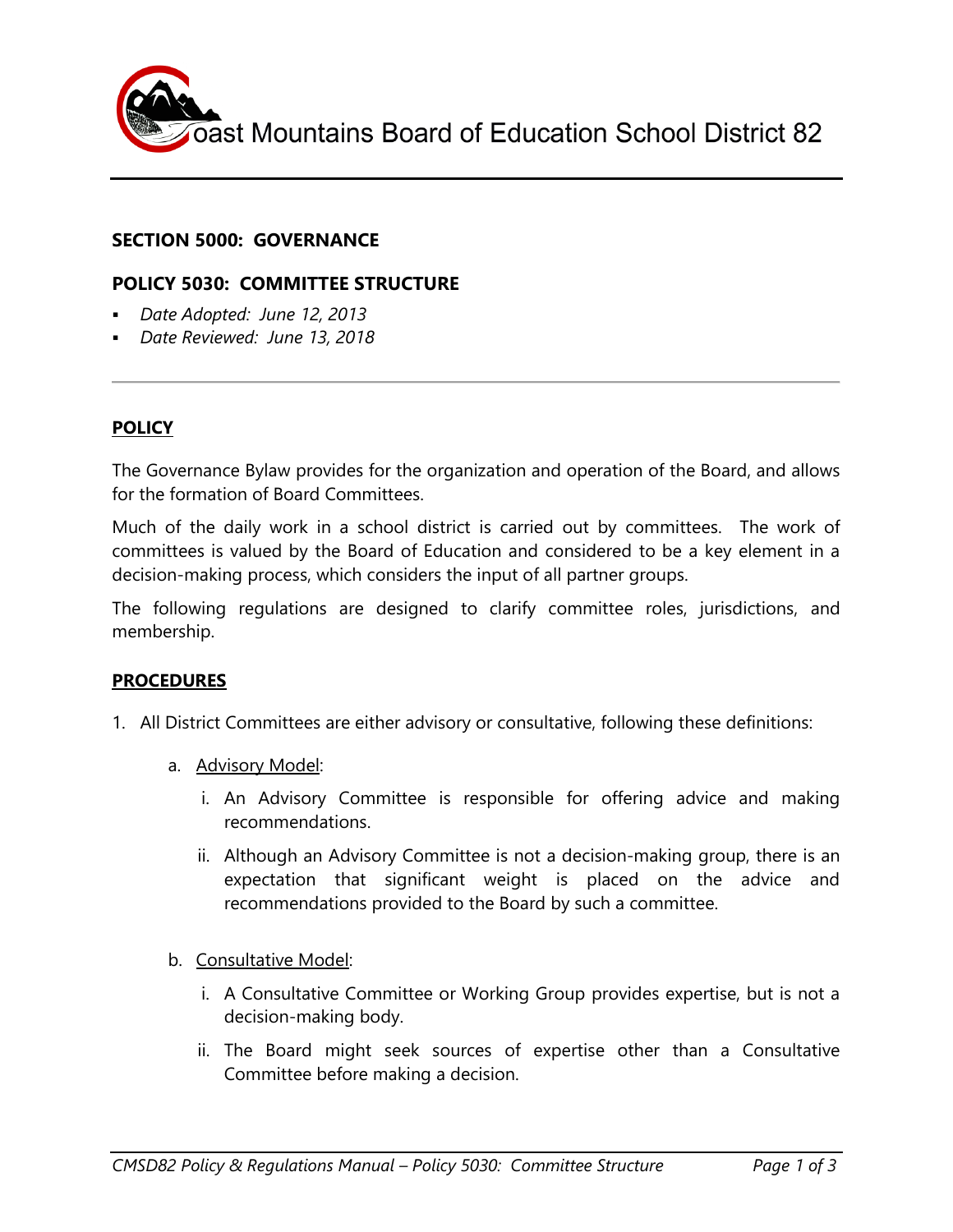Coast Mountains Board of Education School District 82

## SECTION 5000: GOVERNANCE

## POLICY 5030: COMMITTEE STRUCTURE

- *Date Adopted: June 12, 2013*
- *Date Reviewed: June 13, 2018*

---

### POLICY

The Governance Bylaw provides for the organization and operation of the Board, and allows for the formation of Board Committees.

Much of the daily work in a school district is carried out by committees. The work of committees is valued by the Board of Education and considered to be a key element in a decision-making process, which considers the input of all partner groups.

The following regulations are designed to clarify committee roles, jurisdictions, and membership.

### PROCEDURES

1. All District Committees are either advisory or consultative, following these definitions:

   a. Advisory Model:

      i. An Advisory Committee is responsible for offering advice and making recommendations.

      ii. Although an Advisory Committee is not a decision-making group, there is an expectation that significant weight is placed on the advice and recommendations provided to the Board by such a committee.

   b. Consultative Model:

      i. A Consultative Committee or Working Group provides expertise, but is not a decision-making body.

      ii. The Board might seek sources of expertise other than a Consultative Committee before making a decision.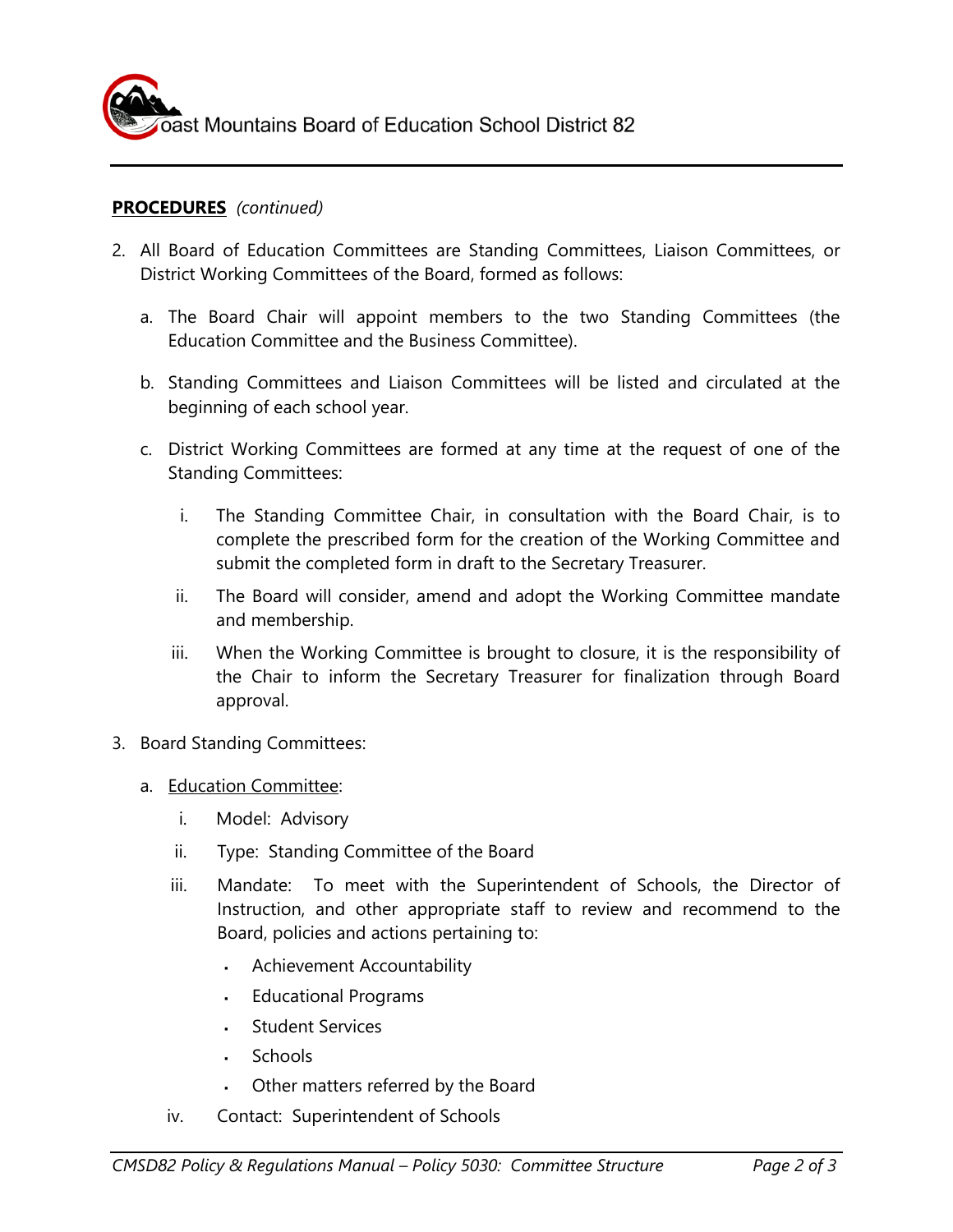**PROCEDURES** *(continued)*

2. All Board of Education Committees are Standing Committees, Liaison Committees, or District Working Committees of the Board, formed as follows:

   a. The Board Chair will appoint members to the two Standing Committees (the Education Committee and the Business Committee).

   b. Standing Committees and Liaison Committees will be listed and circulated at the beginning of each school year.

   c. District Working Committees are formed at any time at the request of one of the Standing Committees:

      i. The Standing Committee Chair, in consultation with the Board Chair, is to complete the prescribed form for the creation of the Working Committee and submit the completed form in draft to the Secretary Treasurer.

      ii. The Board will consider, amend and adopt the Working Committee mandate and membership.

      iii. When the Working Committee is brought to closure, it is the responsibility of the Chair to inform the Secretary Treasurer for finalization through Board approval.

3. Board Standing Committees:

   a. Education Committee:

      i. Model: Advisory

      ii. Type: Standing Committee of the Board

      iii. Mandate: To meet with the Superintendent of Schools, the Director of Instruction, and other appropriate staff to review and recommend to the Board, policies and actions pertaining to:

         - Achievement Accountability
         - Educational Programs
         - Student Services
         - Schools
         - Other matters referred by the Board

      iv. Contact: Superintendent of Schools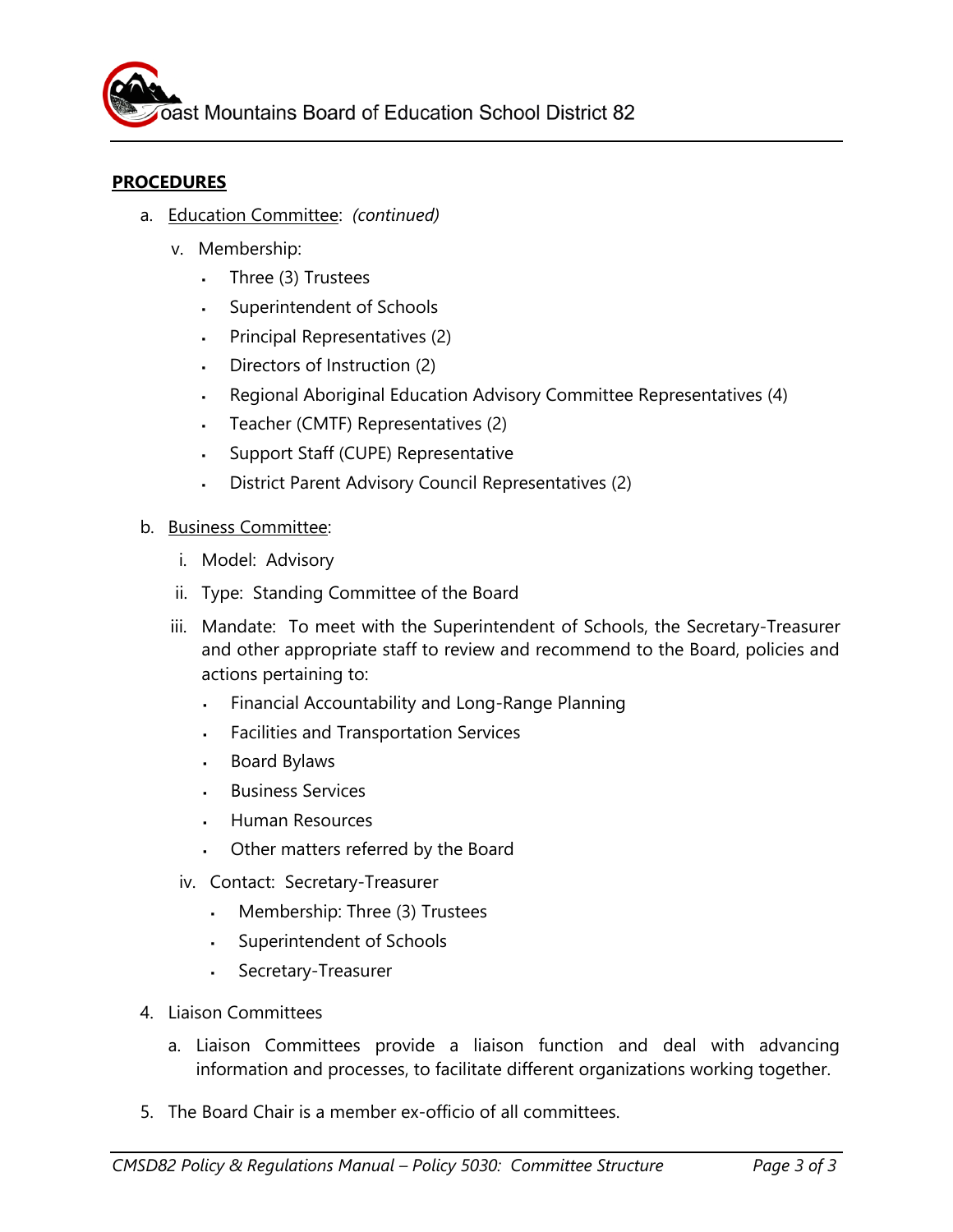**PROCEDURES**

a. Education Committee: *(continued)*

   v. Membership:

   - Three (3) Trustees
   - Superintendent of Schools
   - Principal Representatives (2)
   - Directors of Instruction (2)
   - Regional Aboriginal Education Advisory Committee Representatives (4)
   - Teacher (CMTF) Representatives (2)
   - Support Staff (CUPE) Representative
   - District Parent Advisory Council Representatives (2)

b. Business Committee:

   i. Model: Advisory

   ii. Type: Standing Committee of the Board

   iii. Mandate: To meet with the Superintendent of Schools, the Secretary-Treasurer and other appropriate staff to review and recommend to the Board, policies and actions pertaining to:

   - Financial Accountability and Long-Range Planning
   - Facilities and Transportation Services
   - Board Bylaws
   - Business Services
   - Human Resources
   - Other matters referred by the Board

   iv. Contact: Secretary-Treasurer

   - Membership: Three (3) Trustees
   - Superintendent of Schools
   - Secretary-Treasurer

4. Liaison Committees

   a. Liaison Committees provide a liaison function and deal with advancing information and processes, to facilitate different organizations working together.

5. The Board Chair is a member ex-officio of all committees.